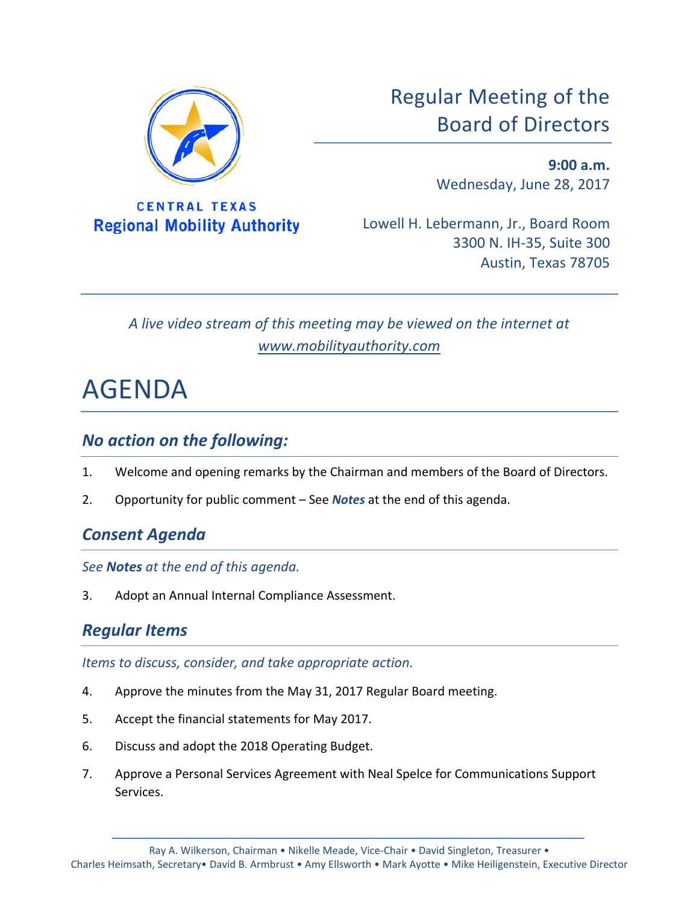CENTRAL TEXAS
**Regional Mobility Authority**

# Regular Meeting of the Board of Directors

**9:00 a.m.**
Wednesday, June 28, 2017

Lowell H. Lebermann, Jr., Board Room
3300 N. IH-35, Suite 300
Austin, Texas 78705

*A live video stream of this meeting may be viewed on the internet at [www.mobilityauthority.com](www.mobilityauthority.com)*

# AGENDA

## *No action on the following:*

1. Welcome and opening remarks by the Chairman and members of the Board of Directors.
2. Opportunity for public comment – See ***Notes*** at the end of this agenda.

## *Consent Agenda*

*See **Notes** at the end of this agenda.*

3. Adopt an Annual Internal Compliance Assessment.

## *Regular Items*

*Items to discuss, consider, and take appropriate action.*

4. Approve the minutes from the May 31, 2017 Regular Board meeting.
5. Accept the financial statements for May 2017.
6. Discuss and adopt the 2018 Operating Budget.
7. Approve a Personal Services Agreement with Neal Spelce for Communications Support Services.

Ray A. Wilkerson, Chairman • Nikelle Meade, Vice-Chair • David Singleton, Treasurer • Charles Heimsath, Secretary• David B. Armbrust • Amy Ellsworth • Mark Ayotte • Mike Heiligenstein, Executive Director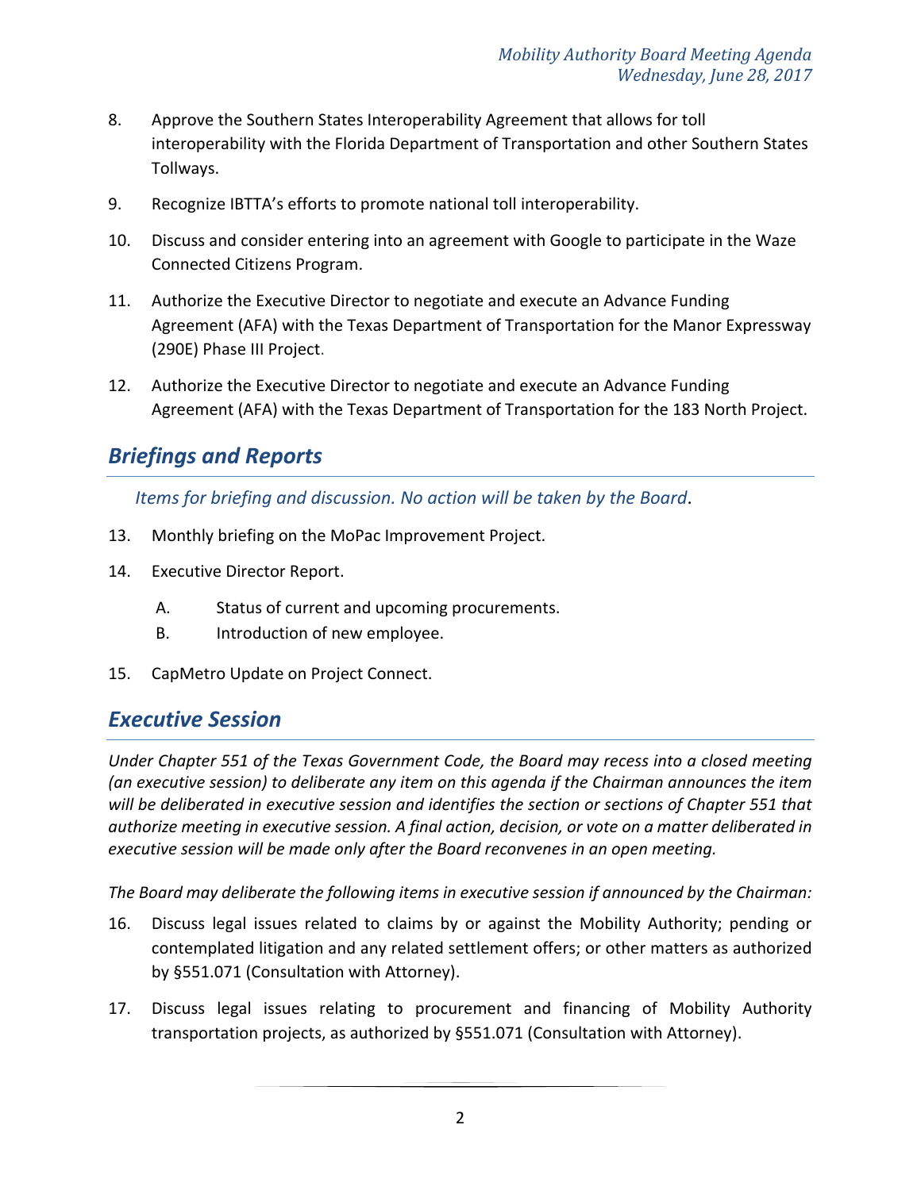8. Approve the Southern States Interoperability Agreement that allows for toll interoperability with the Florida Department of Transportation and other Southern States Tollways.

9. Recognize IBTTA's efforts to promote national toll interoperability.

10. Discuss and consider entering into an agreement with Google to participate in the Waze Connected Citizens Program.

11. Authorize the Executive Director to negotiate and execute an Advance Funding Agreement (AFA) with the Texas Department of Transportation for the Manor Expressway (290E) Phase III Project.

12. Authorize the Executive Director to negotiate and execute an Advance Funding Agreement (AFA) with the Texas Department of Transportation for the 183 North Project.

## *Briefings and Reports*

*Items for briefing and discussion. No action will be taken by the Board*.

13. Monthly briefing on the MoPac Improvement Project.

14. Executive Director Report.

    A. Status of current and upcoming procurements.

    B. Introduction of new employee.

15. CapMetro Update on Project Connect.

## *Executive Session*

*Under Chapter 551 of the Texas Government Code, the Board may recess into a closed meeting (an executive session) to deliberate any item on this agenda if the Chairman announces the item will be deliberated in executive session and identifies the section or sections of Chapter 551 that authorize meeting in executive session. A final action, decision, or vote on a matter deliberated in executive session will be made only after the Board reconvenes in an open meeting.*

*The Board may deliberate the following items in executive session if announced by the Chairman:*

16. Discuss legal issues related to claims by or against the Mobility Authority; pending or contemplated litigation and any related settlement offers; or other matters as authorized by §551.071 (Consultation with Attorney).

17. Discuss legal issues relating to procurement and financing of Mobility Authority transportation projects, as authorized by §551.071 (Consultation with Attorney).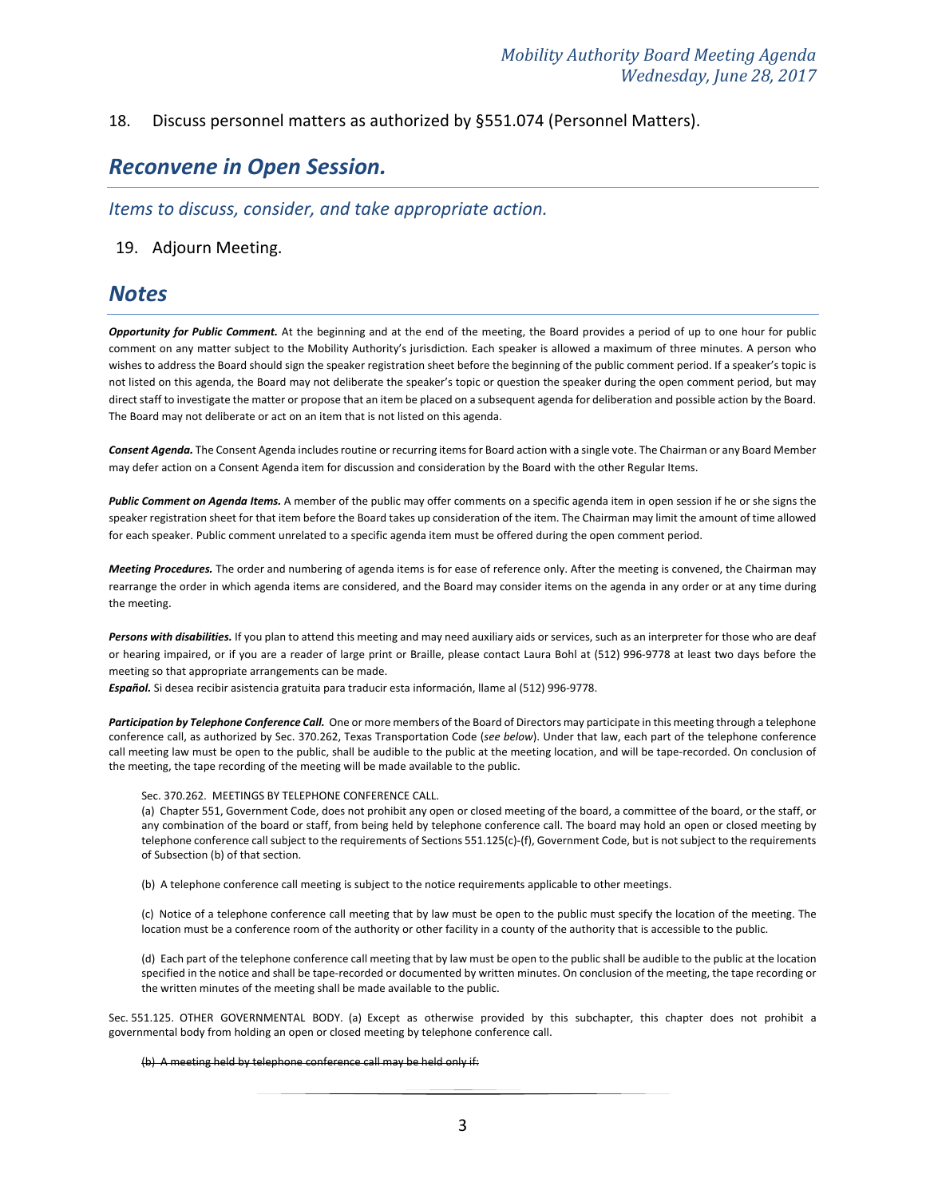18. Discuss personnel matters as authorized by §551.074 (Personnel Matters).

## *Reconvene in Open Session.*

### *Items to discuss, consider, and take appropriate action.*

19. Adjourn Meeting.

## *Notes*

***Opportunity for Public Comment.*** At the beginning and at the end of the meeting, the Board provides a period of up to one hour for public comment on any matter subject to the Mobility Authority's jurisdiction. Each speaker is allowed a maximum of three minutes. A person who wishes to address the Board should sign the speaker registration sheet before the beginning of the public comment period. If a speaker's topic is not listed on this agenda, the Board may not deliberate the speaker's topic or question the speaker during the open comment period, but may direct staff to investigate the matter or propose that an item be placed on a subsequent agenda for deliberation and possible action by the Board. The Board may not deliberate or act on an item that is not listed on this agenda.

***Consent Agenda.*** The Consent Agenda includes routine or recurring items for Board action with a single vote. The Chairman or any Board Member may defer action on a Consent Agenda item for discussion and consideration by the Board with the other Regular Items.

***Public Comment on Agenda Items.*** A member of the public may offer comments on a specific agenda item in open session if he or she signs the speaker registration sheet for that item before the Board takes up consideration of the item. The Chairman may limit the amount of time allowed for each speaker. Public comment unrelated to a specific agenda item must be offered during the open comment period.

***Meeting Procedures.*** The order and numbering of agenda items is for ease of reference only. After the meeting is convened, the Chairman may rearrange the order in which agenda items are considered, and the Board may consider items on the agenda in any order or at any time during the meeting.

***Persons with disabilities.*** If you plan to attend this meeting and may need auxiliary aids or services, such as an interpreter for those who are deaf or hearing impaired, or if you are a reader of large print or Braille, please contact Laura Bohl at (512) 996-9778 at least two days before the meeting so that appropriate arrangements can be made.

***Español.*** Si desea recibir asistencia gratuita para traducir esta información, llame al (512) 996-9778.

***Participation by Telephone Conference Call.*** One or more members of the Board of Directors may participate in this meeting through a telephone conference call, as authorized by Sec. 370.262, Texas Transportation Code (*see below*). Under that law, each part of the telephone conference call meeting law must be open to the public, shall be audible to the public at the meeting location, and will be tape-recorded. On conclusion of the meeting, the tape recording of the meeting will be made available to the public.

> Sec. 370.262. MEETINGS BY TELEPHONE CONFERENCE CALL.
>
> (a) Chapter 551, Government Code, does not prohibit any open or closed meeting of the board, a committee of the board, or the staff, or any combination of the board or staff, from being held by telephone conference call. The board may hold an open or closed meeting by telephone conference call subject to the requirements of Sections 551.125(c)-(f), Government Code, but is not subject to the requirements of Subsection (b) of that section.
>
> (b) A telephone conference call meeting is subject to the notice requirements applicable to other meetings.
>
> (c) Notice of a telephone conference call meeting that by law must be open to the public must specify the location of the meeting. The location must be a conference room of the authority or other facility in a county of the authority that is accessible to the public.
>
> (d) Each part of the telephone conference call meeting that by law must be open to the public shall be audible to the public at the location specified in the notice and shall be tape-recorded or documented by written minutes. On conclusion of the meeting, the tape recording or the written minutes of the meeting shall be made available to the public.

Sec. 551.125. OTHER GOVERNMENTAL BODY. (a) Except as otherwise provided by this subchapter, this chapter does not prohibit a governmental body from holding an open or closed meeting by telephone conference call.

> ~~(b) A meeting held by telephone conference call may be held only if:~~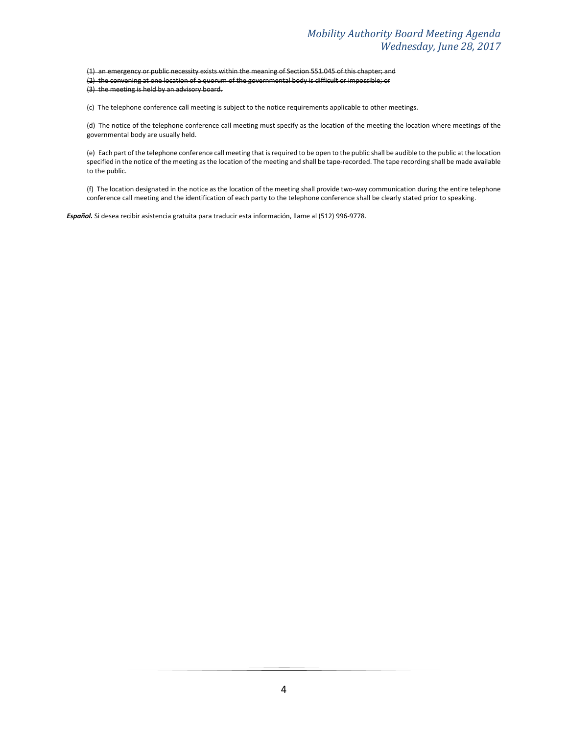~~(1) an emergency or public necessity exists within the meaning of Section 551.045 of this chapter; and~~
~~(2) the convening at one location of a quorum of the governmental body is difficult or impossible; or~~
~~(3) the meeting is held by an advisory board.~~

(c) The telephone conference call meeting is subject to the notice requirements applicable to other meetings.

(d) The notice of the telephone conference call meeting must specify as the location of the meeting the location where meetings of the governmental body are usually held.

(e) Each part of the telephone conference call meeting that is required to be open to the public shall be audible to the public at the location specified in the notice of the meeting as the location of the meeting and shall be tape-recorded. The tape recording shall be made available to the public.

(f) The location designated in the notice as the location of the meeting shall provide two-way communication during the entire telephone conference call meeting and the identification of each party to the telephone conference shall be clearly stated prior to speaking.

***Español.*** Si desea recibir asistencia gratuita para traducir esta información, llame al (512) 996-9778.